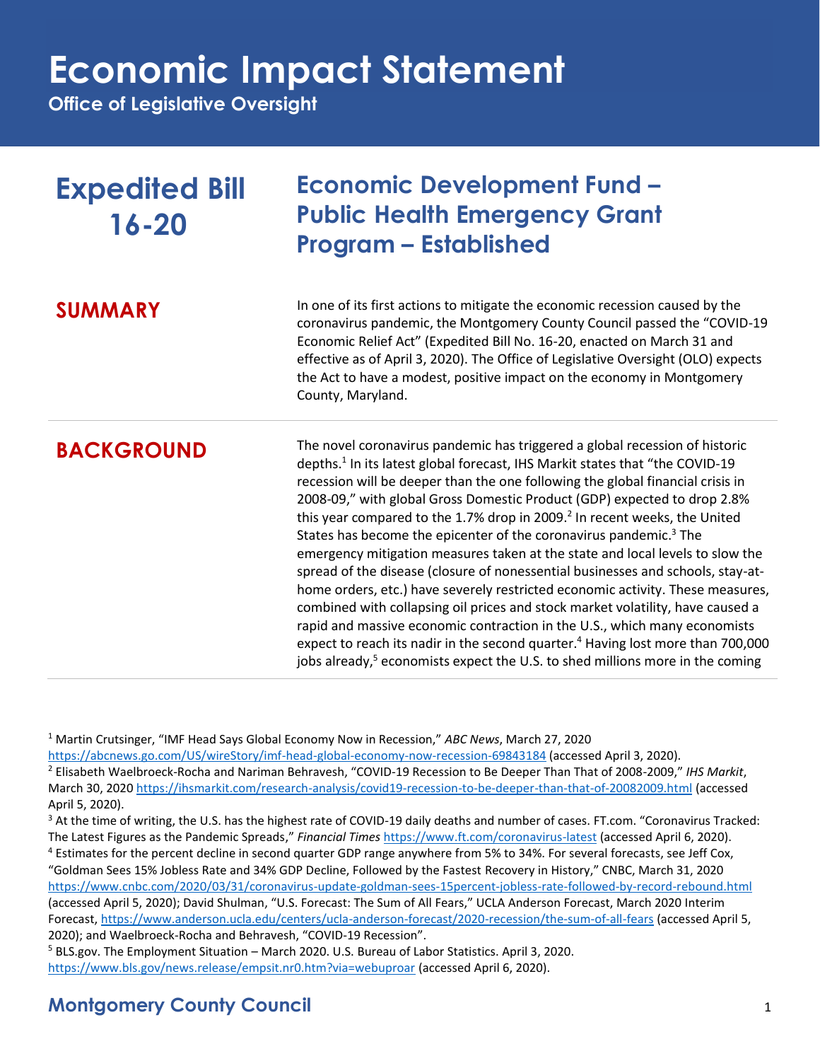# Economic Impact Statement

**Office of Legislative Oversight**

## Expedited Bill 16-20

## Economic Development Fund – Public Health Emergency Grant Program – Established

### SUMMARY

In one of its first actions to mitigate the economic recession caused by the coronavirus pandemic, the Montgomery County Council passed the "COVID-19 Economic Relief Act" (Expedited Bill No. 16-20, enacted on March 31 and effective as of April 3, 2020). The Office of Legislative Oversight (OLO) expects the Act to have a modest, positive impact on the economy in Montgomery County, Maryland.

### BACKGROUND

The novel coronavirus pandemic has triggered a global recession of historic depths.[1] In its latest global forecast, IHS Markit states that "the COVID-19 recession will be deeper than the one following the global financial crisis in 2008-09," with global Gross Domestic Product (GDP) expected to drop 2.8% this year compared to the 1.7% drop in 2009.[2] In recent weeks, the United States has become the epicenter of the coronavirus pandemic.[3] The emergency mitigation measures taken at the state and local levels to slow the spread of the disease (closure of nonessential businesses and schools, stay-at-home orders, etc.) have severely restricted economic activity. These measures, combined with collapsing oil prices and stock market volatility, have caused a rapid and massive economic contraction in the U.S., which many economists expect to reach its nadir in the second quarter.[4] Having lost more than 700,000 jobs already,[5] economists expect the U.S. to shed millions more in the coming

---

[1] Martin Crutsinger, "IMF Head Says Global Economy Now in Recession," *ABC News*, March 27, 2020 https://abcnews.go.com/US/wireStory/imf-head-global-economy-now-recession-69843184 (accessed April 3, 2020).

[2] Elisabeth Waelbroeck-Rocha and Nariman Behravesh, "COVID-19 Recession to Be Deeper Than That of 2008-2009," *IHS Markit*, March 30, 2020 https://ihsmarkit.com/research-analysis/covid19-recession-to-be-deeper-than-that-of-20082009.html (accessed April 5, 2020).

[3] At the time of writing, the U.S. has the highest rate of COVID-19 daily deaths and number of cases. FT.com. "Coronavirus Tracked: The Latest Figures as the Pandemic Spreads," *Financial Times* https://www.ft.com/coronavirus-latest (accessed April 6, 2020).

[4] Estimates for the percent decline in second quarter GDP range anywhere from 5% to 34%. For several forecasts, see Jeff Cox, "Goldman Sees 15% Jobless Rate and 34% GDP Decline, Followed by the Fastest Recovery in History," CNBC, March 31, 2020 https://www.cnbc.com/2020/03/31/coronavirus-update-goldman-sees-15percent-jobless-rate-followed-by-record-rebound.html (accessed April 5, 2020); David Shulman, "U.S. Forecast: The Sum of All Fears," UCLA Anderson Forecast, March 2020 Interim Forecast, https://www.anderson.ucla.edu/centers/ucla-anderson-forecast/2020-recession/the-sum-of-all-fears (accessed April 5, 2020); and Waelbroeck-Rocha and Behravesh, "COVID-19 Recession".

[5] BLS.gov. The Employment Situation – March 2020. U.S. Bureau of Labor Statistics. April 3, 2020. https://www.bls.gov/news.release/empsit.nr0.htm?via=webuproar (accessed April 6, 2020).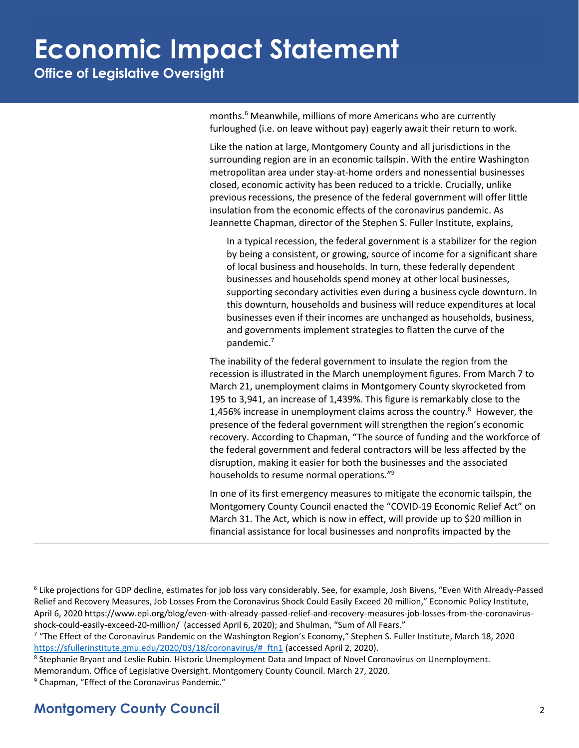months.[6] Meanwhile, millions of more Americans who are currently furloughed (i.e. on leave without pay) eagerly await their return to work.

Like the nation at large, Montgomery County and all jurisdictions in the surrounding region are in an economic tailspin. With the entire Washington metropolitan area under stay-at-home orders and nonessential businesses closed, economic activity has been reduced to a trickle. Crucially, unlike previous recessions, the presence of the federal government will offer little insulation from the economic effects of the coronavirus pandemic. As Jeannette Chapman, director of the Stephen S. Fuller Institute, explains,

> In a typical recession, the federal government is a stabilizer for the region by being a consistent, or growing, source of income for a significant share of local business and households. In turn, these federally dependent businesses and households spend money at other local businesses, supporting secondary activities even during a business cycle downturn. In this downturn, households and business will reduce expenditures at local businesses even if their incomes are unchanged as households, business, and governments implement strategies to flatten the curve of the pandemic.[7]

The inability of the federal government to insulate the region from the recession is illustrated in the March unemployment figures. From March 7 to March 21, unemployment claims in Montgomery County skyrocketed from 195 to 3,941, an increase of 1,439%. This figure is remarkably close to the 1,456% increase in unemployment claims across the country.[8] However, the presence of the federal government will strengthen the region's economic recovery. According to Chapman, "The source of funding and the workforce of the federal government and federal contractors will be less affected by the disruption, making it easier for both the businesses and the associated households to resume normal operations."[9]

In one of its first emergency measures to mitigate the economic tailspin, the Montgomery County Council enacted the "COVID-19 Economic Relief Act" on March 31. The Act, which is now in effect, will provide up to $20 million in financial assistance for local businesses and nonprofits impacted by the

---

[6] Like projections for GDP decline, estimates for job loss vary considerably. See, for example, Josh Bivens, "Even With Already-Passed Relief and Recovery Measures, Job Losses From the Coronavirus Shock Could Easily Exceed 20 million," Economic Policy Institute, April 6, 2020 https://www.epi.org/blog/even-with-already-passed-relief-and-recovery-measures-job-losses-from-the-coronavirus-shock-could-easily-exceed-20-million/ (accessed April 6, 2020); and Shulman, "Sum of All Fears."

[7] "The Effect of the Coronavirus Pandemic on the Washington Region's Economy," Stephen S. Fuller Institute, March 18, 2020 https://sfullerinstitute.gmu.edu/2020/03/18/coronavirus/#_ftn1 (accessed April 2, 2020).

[8] Stephanie Bryant and Leslie Rubin. Historic Unemployment Data and Impact of Novel Coronavirus on Unemployment. Memorandum. Office of Legislative Oversight. Montgomery County Council. March 27, 2020.

[9] Chapman, "Effect of the Coronavirus Pandemic."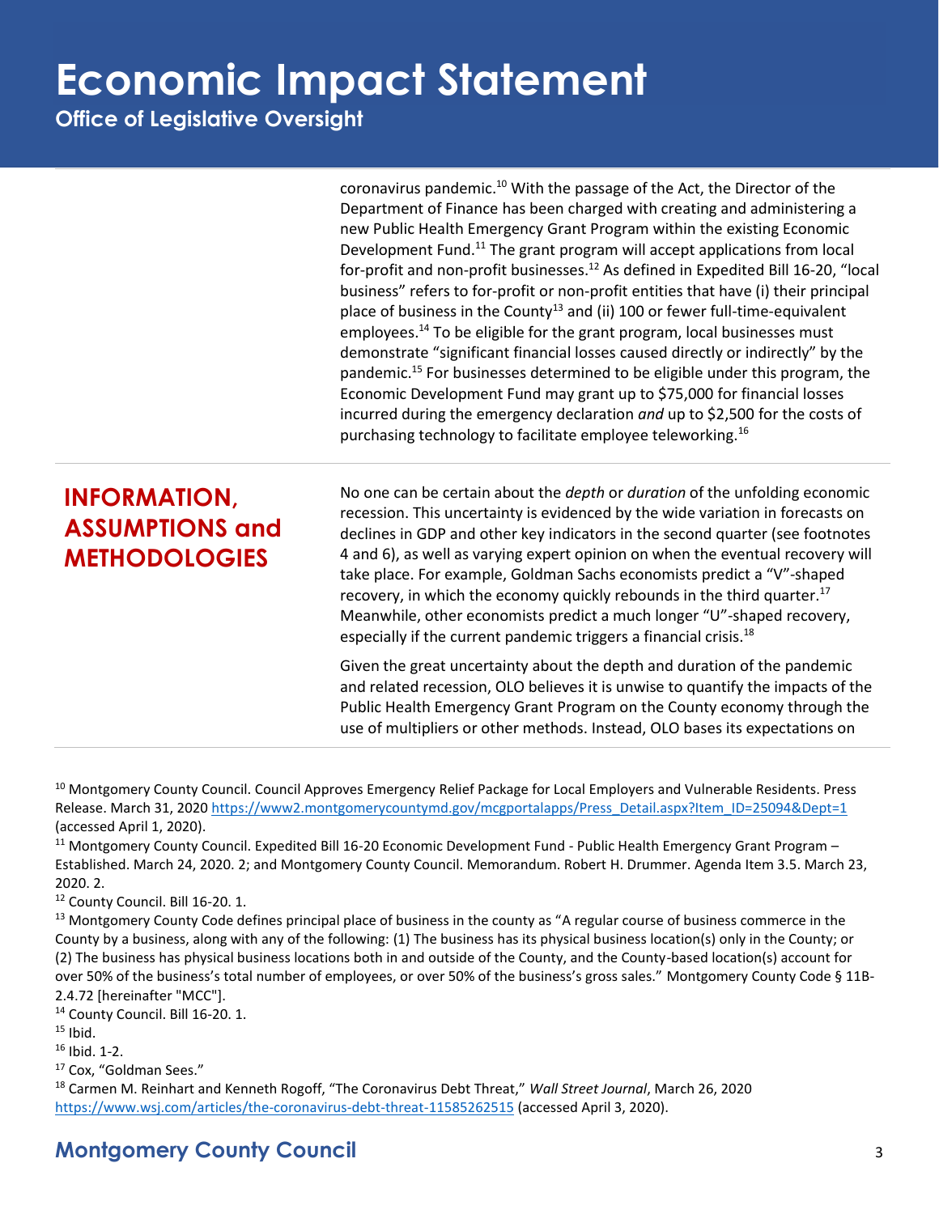coronavirus pandemic.[10] With the passage of the Act, the Director of the Department of Finance has been charged with creating and administering a new Public Health Emergency Grant Program within the existing Economic Development Fund.[11] The grant program will accept applications from local for-profit and non-profit businesses.[12] As defined in Expedited Bill 16-20, "local business" refers to for-profit or non-profit entities that have (i) their principal place of business in the County[13] and (ii) 100 or fewer full-time-equivalent employees.[14] To be eligible for the grant program, local businesses must demonstrate "significant financial losses caused directly or indirectly" by the pandemic.[15] For businesses determined to be eligible under this program, the Economic Development Fund may grant up to $75,000 for financial losses incurred during the emergency declaration *and* up to $2,500 for the costs of purchasing technology to facilitate employee teleworking.[16]

## INFORMATION, ASSUMPTIONS and METHODOLOGIES

No one can be certain about the *depth* or *duration* of the unfolding economic recession. This uncertainty is evidenced by the wide variation in forecasts on declines in GDP and other key indicators in the second quarter (see footnotes 4 and 6), as well as varying expert opinion on when the eventual recovery will take place. For example, Goldman Sachs economists predict a "V"-shaped recovery, in which the economy quickly rebounds in the third quarter.[17] Meanwhile, other economists predict a much longer "U"-shaped recovery, especially if the current pandemic triggers a financial crisis.[18]

Given the great uncertainty about the depth and duration of the pandemic and related recession, OLO believes it is unwise to quantify the impacts of the Public Health Emergency Grant Program on the County economy through the use of multipliers or other methods. Instead, OLO bases its expectations on

---

[10] Montgomery County Council. Council Approves Emergency Relief Package for Local Employers and Vulnerable Residents. Press Release. March 31, 2020 https://www2.montgomerycountymd.gov/mcgportalapps/Press_Detail.aspx?Item_ID=25094&Dept=1 (accessed April 1, 2020).

[11] Montgomery County Council. Expedited Bill 16-20 Economic Development Fund - Public Health Emergency Grant Program – Established. March 24, 2020. 2; and Montgomery County Council. Memorandum. Robert H. Drummer. Agenda Item 3.5. March 23, 2020. 2.

[12] County Council. Bill 16-20. 1.

[13] Montgomery County Code defines principal place of business in the county as "A regular course of business commerce in the County by a business, along with any of the following: (1) The business has its physical business location(s) only in the County; or (2) The business has physical business locations both in and outside of the County, and the County-based location(s) account for over 50% of the business's total number of employees, or over 50% of the business's gross sales." Montgomery County Code § 11B-2.4.72 [hereinafter "MCC"].

[14] County Council. Bill 16-20. 1.

[15] Ibid.

[16] Ibid. 1-2.

[17] Cox, "Goldman Sees."

[18] Carmen M. Reinhart and Kenneth Rogoff, "The Coronavirus Debt Threat," *Wall Street Journal*, March 26, 2020 https://www.wsj.com/articles/the-coronavirus-debt-threat-11585262515 (accessed April 3, 2020).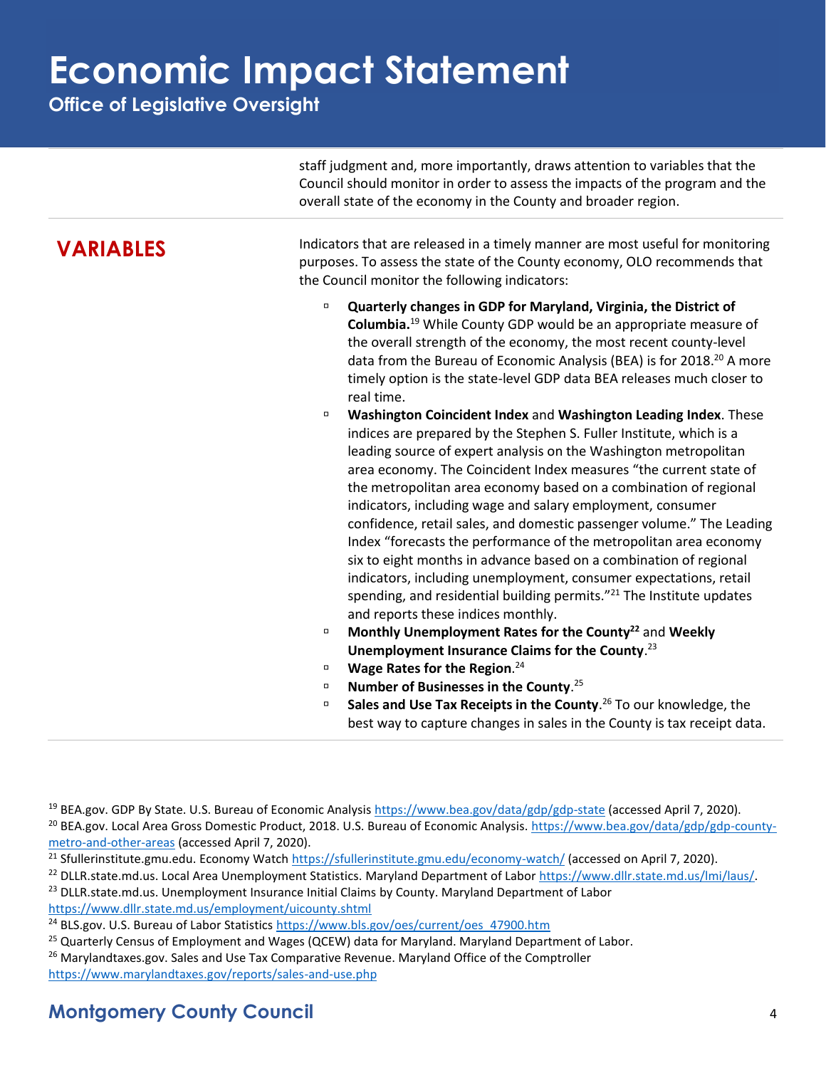staff judgment and, more importantly, draws attention to variables that the Council should monitor in order to assess the impacts of the program and the overall state of the economy in the County and broader region.

## VARIABLES

Indicators that are released in a timely manner are most useful for monitoring purposes. To assess the state of the County economy, OLO recommends that the Council monitor the following indicators:

- **Quarterly changes in GDP for Maryland, Virginia, the District of Columbia.**[19] While County GDP would be an appropriate measure of the overall strength of the economy, the most recent county-level data from the Bureau of Economic Analysis (BEA) is for 2018.[20] A more timely option is the state-level GDP data BEA releases much closer to real time.
- **Washington Coincident Index** and **Washington Leading Index**. These indices are prepared by the Stephen S. Fuller Institute, which is a leading source of expert analysis on the Washington metropolitan area economy. The Coincident Index measures "the current state of the metropolitan area economy based on a combination of regional indicators, including wage and salary employment, consumer confidence, retail sales, and domestic passenger volume." The Leading Index "forecasts the performance of the metropolitan area economy six to eight months in advance based on a combination of regional indicators, including unemployment, consumer expectations, retail spending, and residential building permits."[21] The Institute updates and reports these indices monthly.
- **Monthly Unemployment Rates for the County**[22] and **Weekly Unemployment Insurance Claims for the County**.[23]
- **Wage Rates for the Region**.[24]
- **Number of Businesses in the County**.[25]
- **Sales and Use Tax Receipts in the County**.[26] To our knowledge, the best way to capture changes in sales in the County is tax receipt data.

[19] BEA.gov. GDP By State. U.S. Bureau of Economic Analysis https://www.bea.gov/data/gdp/gdp-state (accessed April 7, 2020).
[20] BEA.gov. Local Area Gross Domestic Product, 2018. U.S. Bureau of Economic Analysis. https://www.bea.gov/data/gdp/gdp-county-metro-and-other-areas (accessed April 7, 2020).
[21] Sfullerinstitute.gmu.edu. Economy Watch https://sfullerinstitute.gmu.edu/economy-watch/ (accessed on April 7, 2020).
[22] DLLR.state.md.us. Local Area Unemployment Statistics. Maryland Department of Labor https://www.dllr.state.md.us/lmi/laus/.
[23] DLLR.state.md.us. Unemployment Insurance Initial Claims by County. Maryland Department of Labor https://www.dllr.state.md.us/employment/uicounty.shtml
[24] BLS.gov. U.S. Bureau of Labor Statistics https://www.bls.gov/oes/current/oes_47900.htm
[25] Quarterly Census of Employment and Wages (QCEW) data for Maryland. Maryland Department of Labor.
[26] Marylandtaxes.gov. Sales and Use Tax Comparative Revenue. Maryland Office of the Comptroller https://www.marylandtaxes.gov/reports/sales-and-use.php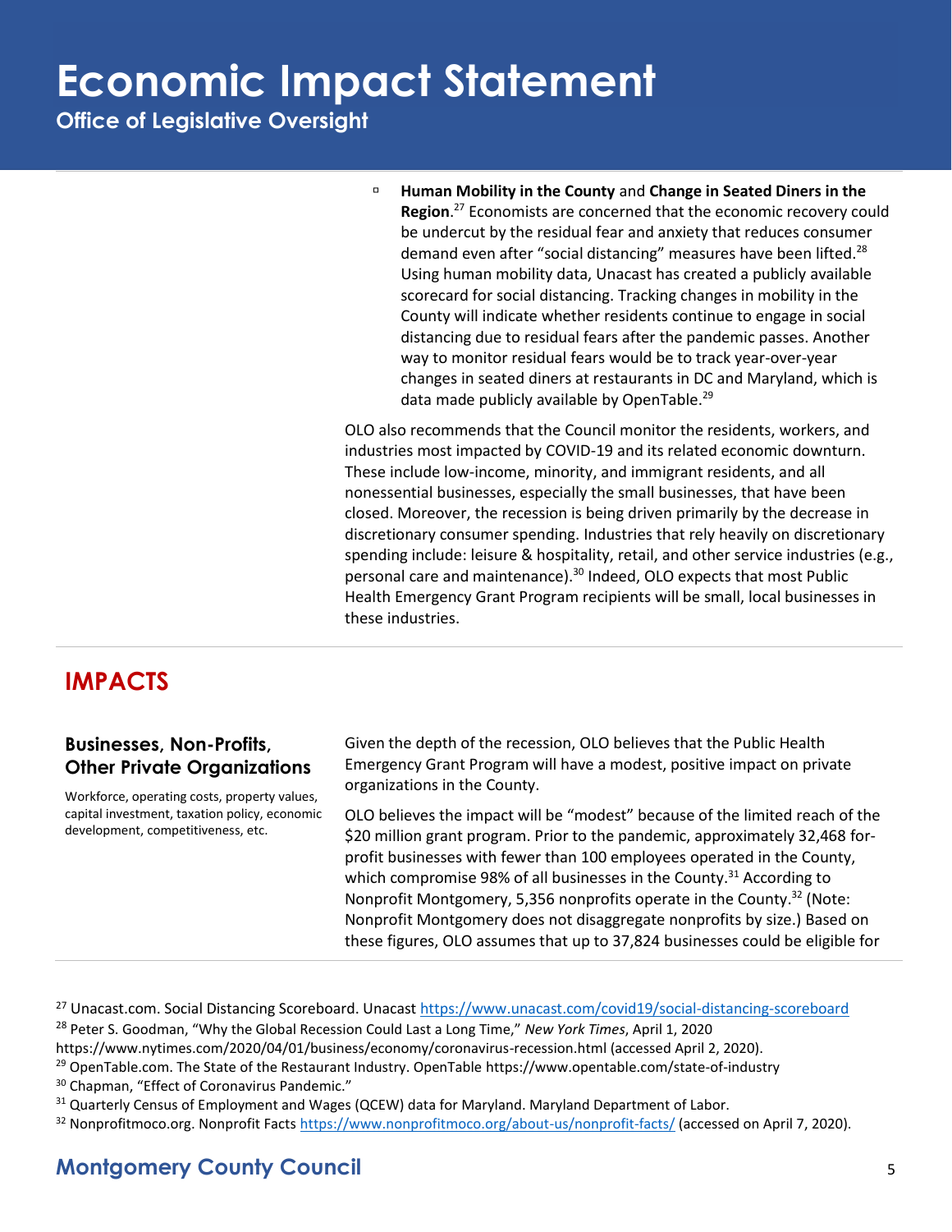- **Human Mobility in the County** and **Change in Seated Diners in the Region**.[27] Economists are concerned that the economic recovery could be undercut by the residual fear and anxiety that reduces consumer demand even after "social distancing" measures have been lifted.[28] Using human mobility data, Unacast has created a publicly available scorecard for social distancing. Tracking changes in mobility in the County will indicate whether residents continue to engage in social distancing due to residual fears after the pandemic passes. Another way to monitor residual fears would be to track year-over-year changes in seated diners at restaurants in DC and Maryland, which is data made publicly available by OpenTable.[29]

OLO also recommends that the Council monitor the residents, workers, and industries most impacted by COVID-19 and its related economic downturn. These include low-income, minority, and immigrant residents, and all nonessential businesses, especially the small businesses, that have been closed. Moreover, the recession is being driven primarily by the decrease in discretionary consumer spending. Industries that rely heavily on discretionary spending include: leisure & hospitality, retail, and other service industries (e.g., personal care and maintenance).[30] Indeed, OLO expects that most Public Health Emergency Grant Program recipients will be small, local businesses in these industries.

## IMPACTS

### Businesses, Non-Profits, Other Private Organizations

Workforce, operating costs, property values, capital investment, taxation policy, economic development, competitiveness, etc.

Given the depth of the recession, OLO believes that the Public Health Emergency Grant Program will have a modest, positive impact on private organizations in the County.

OLO believes the impact will be "modest" because of the limited reach of the $20 million grant program. Prior to the pandemic, approximately 32,468 for-profit businesses with fewer than 100 employees operated in the County, which compromise 98% of all businesses in the County.[31] According to Nonprofit Montgomery, 5,356 nonprofits operate in the County.[32] (Note: Nonprofit Montgomery does not disaggregate nonprofits by size.) Based on these figures, OLO assumes that up to 37,824 businesses could be eligible for

---

[27] Unacast.com. Social Distancing Scoreboard. Unacast https://www.unacast.com/covid19/social-distancing-scoreboard

[28] Peter S. Goodman, "Why the Global Recession Could Last a Long Time," *New York Times*, April 1, 2020 https://www.nytimes.com/2020/04/01/business/economy/coronavirus-recession.html (accessed April 2, 2020).

[29] OpenTable.com. The State of the Restaurant Industry. OpenTable https://www.opentable.com/state-of-industry

[30] Chapman, "Effect of Coronavirus Pandemic."

[31] Quarterly Census of Employment and Wages (QCEW) data for Maryland. Maryland Department of Labor.

[32] Nonprofitmoco.org. Nonprofit Facts https://www.nonprofitmoco.org/about-us/nonprofit-facts/ (accessed on April 7, 2020).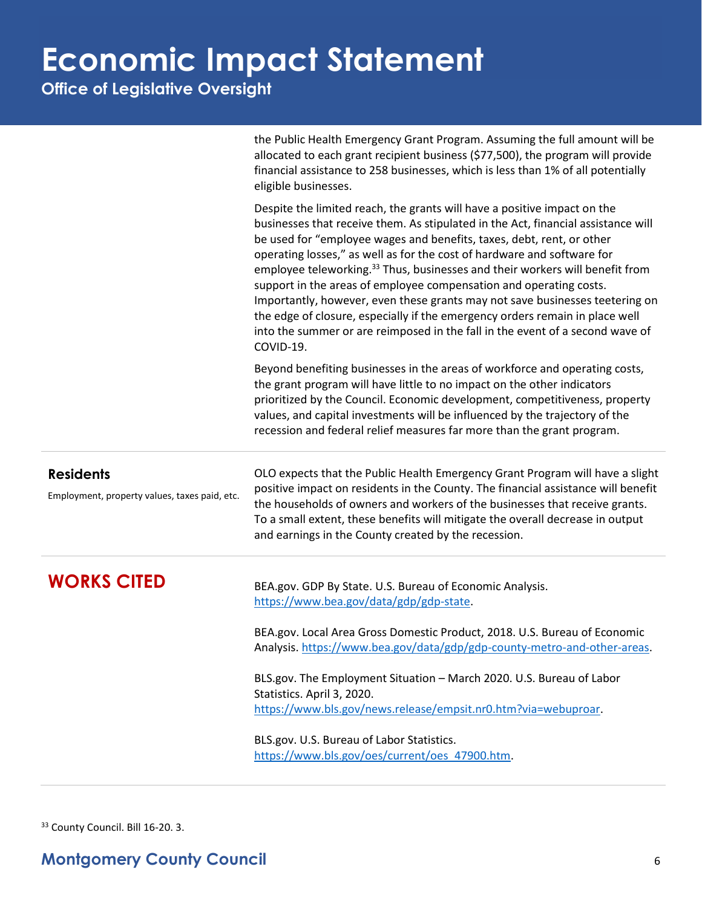the Public Health Emergency Grant Program. Assuming the full amount will be allocated to each grant recipient business ($77,500), the program will provide financial assistance to 258 businesses, which is less than 1% of all potentially eligible businesses.

Despite the limited reach, the grants will have a positive impact on the businesses that receive them. As stipulated in the Act, financial assistance will be used for "employee wages and benefits, taxes, debt, rent, or other operating losses," as well as for the cost of hardware and software for employee teleworking.[33] Thus, businesses and their workers will benefit from support in the areas of employee compensation and operating costs. Importantly, however, even these grants may not save businesses teetering on the edge of closure, especially if the emergency orders remain in place well into the summer or are reimposed in the fall in the event of a second wave of COVID-19.

Beyond benefiting businesses in the areas of workforce and operating costs, the grant program will have little to no impact on the other indicators prioritized by the Council. Economic development, competitiveness, property values, and capital investments will be influenced by the trajectory of the recession and federal relief measures far more than the grant program.

### Residents

Employment, property values, taxes paid, etc.

OLO expects that the Public Health Emergency Grant Program will have a slight positive impact on residents in the County. The financial assistance will benefit the households of owners and workers of the businesses that receive grants. To a small extent, these benefits will mitigate the overall decrease in output and earnings in the County created by the recession.

## WORKS CITED

BEA.gov. GDP By State. U.S. Bureau of Economic Analysis. https://www.bea.gov/data/gdp/gdp-state.

BEA.gov. Local Area Gross Domestic Product, 2018. U.S. Bureau of Economic Analysis. https://www.bea.gov/data/gdp/gdp-county-metro-and-other-areas.

BLS.gov. The Employment Situation – March 2020. U.S. Bureau of Labor Statistics. April 3, 2020. https://www.bls.gov/news.release/empsit.nr0.htm?via=webuproar.

BLS.gov. U.S. Bureau of Labor Statistics. https://www.bls.gov/oes/current/oes_47900.htm.

[33] County Council. Bill 16-20. 3.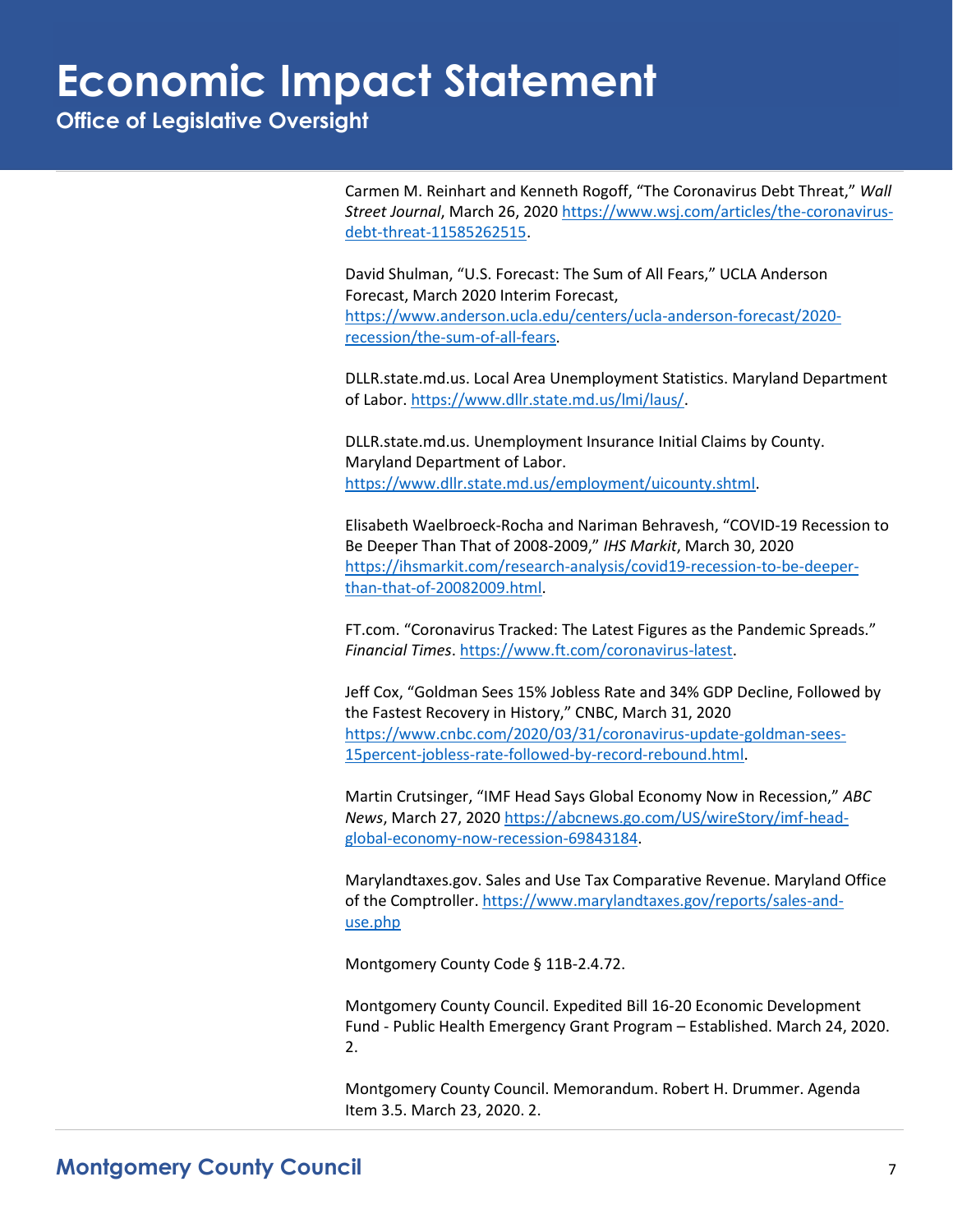Carmen M. Reinhart and Kenneth Rogoff, "The Coronavirus Debt Threat," *Wall Street Journal*, March 26, 2020 https://www.wsj.com/articles/the-coronavirus-debt-threat-11585262515.

David Shulman, "U.S. Forecast: The Sum of All Fears," UCLA Anderson Forecast, March 2020 Interim Forecast, https://www.anderson.ucla.edu/centers/ucla-anderson-forecast/2020-recession/the-sum-of-all-fears.

DLLR.state.md.us. Local Area Unemployment Statistics. Maryland Department of Labor. https://www.dllr.state.md.us/lmi/laus/.

DLLR.state.md.us. Unemployment Insurance Initial Claims by County. Maryland Department of Labor. https://www.dllr.state.md.us/employment/uicounty.shtml.

Elisabeth Waelbroeck-Rocha and Nariman Behravesh, "COVID-19 Recession to Be Deeper Than That of 2008-2009," *IHS Markit*, March 30, 2020 https://ihsmarkit.com/research-analysis/covid19-recession-to-be-deeper-than-that-of-20082009.html.

FT.com. "Coronavirus Tracked: The Latest Figures as the Pandemic Spreads." *Financial Times*. https://www.ft.com/coronavirus-latest.

Jeff Cox, "Goldman Sees 15% Jobless Rate and 34% GDP Decline, Followed by the Fastest Recovery in History," CNBC, March 31, 2020 https://www.cnbc.com/2020/03/31/coronavirus-update-goldman-sees-15percent-jobless-rate-followed-by-record-rebound.html.

Martin Crutsinger, "IMF Head Says Global Economy Now in Recession," *ABC News*, March 27, 2020 https://abcnews.go.com/US/wireStory/imf-head-global-economy-now-recession-69843184.

Marylandtaxes.gov. Sales and Use Tax Comparative Revenue. Maryland Office of the Comptroller. https://www.marylandtaxes.gov/reports/sales-and-use.php

Montgomery County Code § 11B-2.4.72.

Montgomery County Council. Expedited Bill 16-20 Economic Development Fund - Public Health Emergency Grant Program – Established. March 24, 2020. 2.

Montgomery County Council. Memorandum. Robert H. Drummer. Agenda Item 3.5. March 23, 2020. 2.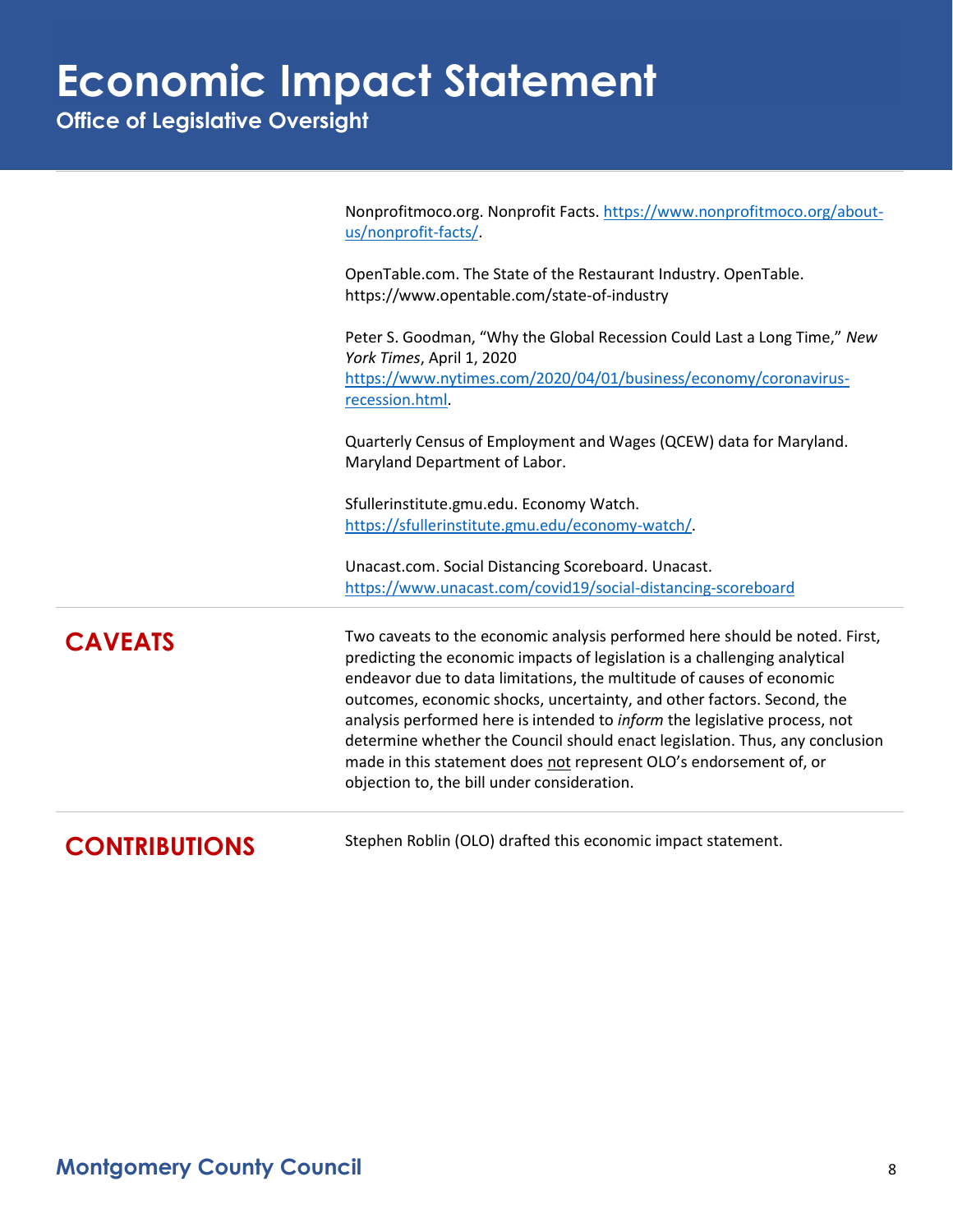Nonprofitmoco.org. Nonprofit Facts. https://www.nonprofitmoco.org/about-us/nonprofit-facts/.

OpenTable.com. The State of the Restaurant Industry. OpenTable. https://www.opentable.com/state-of-industry

Peter S. Goodman, "Why the Global Recession Could Last a Long Time," *New York Times*, April 1, 2020 https://www.nytimes.com/2020/04/01/business/economy/coronavirus-recession.html.

Quarterly Census of Employment and Wages (QCEW) data for Maryland. Maryland Department of Labor.

Sfullerinstitute.gmu.edu. Economy Watch. https://sfullerinstitute.gmu.edu/economy-watch/.

Unacast.com. Social Distancing Scoreboard. Unacast. https://www.unacast.com/covid19/social-distancing-scoreboard

## CAVEATS

Two caveats to the economic analysis performed here should be noted. First, predicting the economic impacts of legislation is a challenging analytical endeavor due to data limitations, the multitude of causes of economic outcomes, economic shocks, uncertainty, and other factors. Second, the analysis performed here is intended to *inform* the legislative process, not determine whether the Council should enact legislation. Thus, any conclusion made in this statement does not represent OLO's endorsement of, or objection to, the bill under consideration.

## CONTRIBUTIONS

Stephen Roblin (OLO) drafted this economic impact statement.